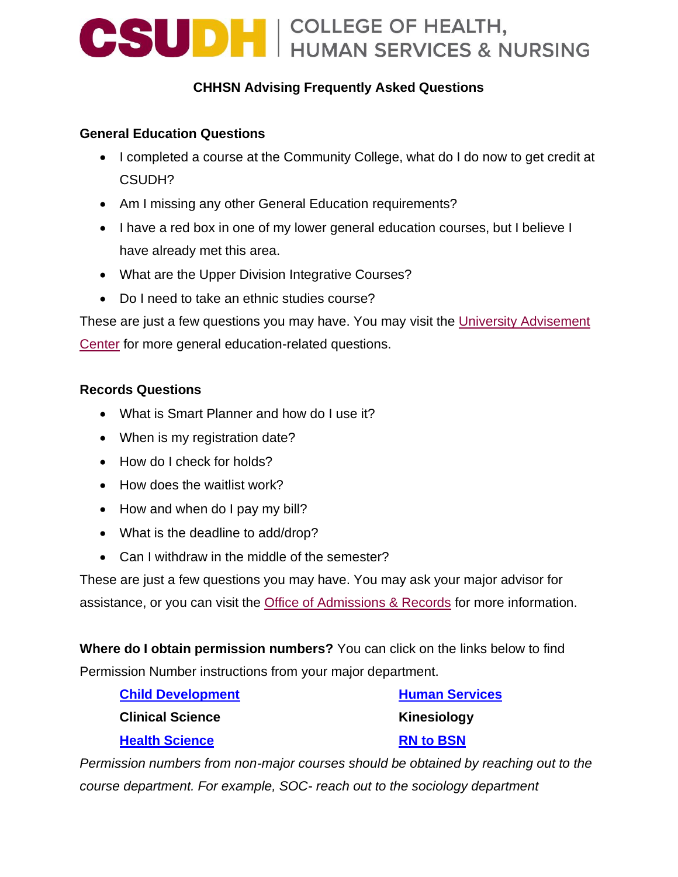# CSUDH | COLLEGE OF HEALTH, HUMAN SERVICES & NURSING

## CHHSN Advising Frequently Asked Questions

### General Education Questions

- I completed a course at the Community College, what do I do now to get credit at CSUDH?
- Am I missing any other General Education requirements?
- I have a red box in one of my lower general education courses, but I believe I have already met this area.
- What are the Upper Division Integrative Courses?
- Do I need to take an ethnic studies course?

These are just a few questions you may have. You may visit the University Advisement Center for more general education-related questions.

### Records Questions

- What is Smart Planner and how do I use it?
- When is my registration date?
- How do I check for holds?
- How does the waitlist work?
- How and when do I pay my bill?
- What is the deadline to add/drop?
- Can I withdraw in the middle of the semester?

These are just a few questions you may have. You may ask your major advisor for assistance, or you can visit the Office of Admissions & Records for more information.

**Where do I obtain permission numbers?** You can click on the links below to find Permission Number instructions from your major department.

- **Child Development**
- **Clinical Science**
- **Health Science**
- **Human Services**
- **Kinesiology**
- **RN to BSN**

*Permission numbers from non-major courses should be obtained by reaching out to the course department. For example, SOC- reach out to the sociology department*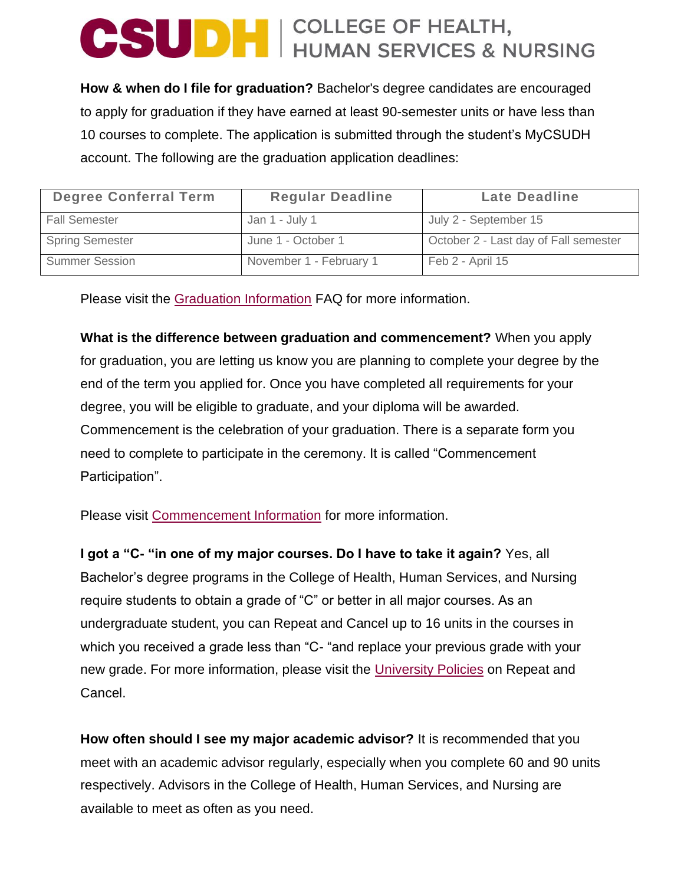**How & when do I file for graduation?** Bachelor's degree candidates are encouraged to apply for graduation if they have earned at least 90-semester units or have less than 10 courses to complete. The application is submitted through the student's MyCSUDH account. The following are the graduation application deadlines:

| Degree Conferral Term | Regular Deadline | Late Deadline |
|---|---|---|
| Fall Semester | Jan 1 - July 1 | July 2 - September 15 |
| Spring Semester | June 1 - October 1 | October 2 - Last day of Fall semester |
| Summer Session | November 1 - February 1 | Feb 2 - April 15 |

Please visit the Graduation Information FAQ for more information.

**What is the difference between graduation and commencement?** When you apply for graduation, you are letting us know you are planning to complete your degree by the end of the term you applied for. Once you have completed all requirements for your degree, you will be eligible to graduate, and your diploma will be awarded. Commencement is the celebration of your graduation. There is a separate form you need to complete to participate in the ceremony. It is called "Commencement Participation".

Please visit Commencement Information for more information.

**I got a "C- "in one of my major courses. Do I have to take it again?** Yes, all Bachelor's degree programs in the College of Health, Human Services, and Nursing require students to obtain a grade of "C" or better in all major courses. As an undergraduate student, you can Repeat and Cancel up to 16 units in the courses in which you received a grade less than "C- "and replace your previous grade with your new grade. For more information, please visit the University Policies on Repeat and Cancel.

**How often should I see my major academic advisor?** It is recommended that you meet with an academic advisor regularly, especially when you complete 60 and 90 units respectively. Advisors in the College of Health, Human Services, and Nursing are available to meet as often as you need.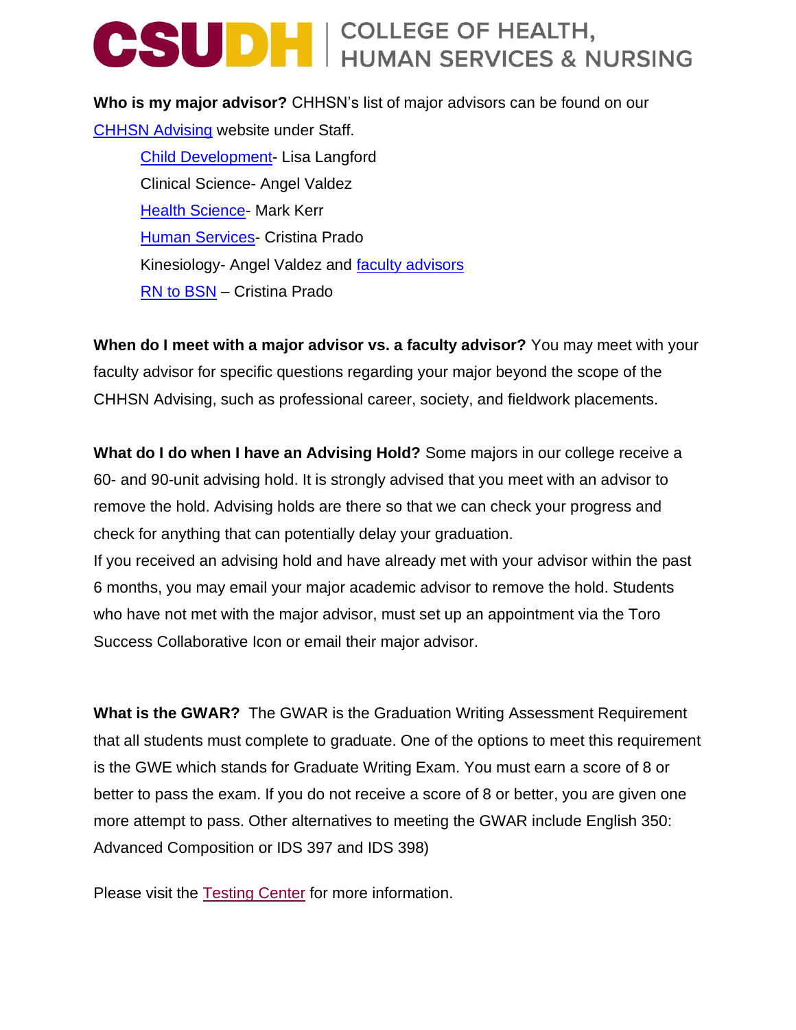**Who is my major advisor?** CHHSN's list of major advisors can be found on our CHHSN Advising website under Staff.

- Child Development- Lisa Langford
- Clinical Science- Angel Valdez
- Health Science- Mark Kerr
- Human Services- Cristina Prado
- Kinesiology- Angel Valdez and faculty advisors
- RN to BSN – Cristina Prado

**When do I meet with a major advisor vs. a faculty advisor?** You may meet with your faculty advisor for specific questions regarding your major beyond the scope of the CHHSN Advising, such as professional career, society, and fieldwork placements.

**What do I do when I have an Advising Hold?** Some majors in our college receive a 60- and 90-unit advising hold. It is strongly advised that you meet with an advisor to remove the hold. Advising holds are there so that we can check your progress and check for anything that can potentially delay your graduation.
If you received an advising hold and have already met with your advisor within the past 6 months, you may email your major academic advisor to remove the hold. Students who have not met with the major advisor, must set up an appointment via the Toro Success Collaborative Icon or email their major advisor.

**What is the GWAR?** The GWAR is the Graduation Writing Assessment Requirement that all students must complete to graduate. One of the options to meet this requirement is the GWE which stands for Graduate Writing Exam. You must earn a score of 8 or better to pass the exam. If you do not receive a score of 8 or better, you are given one more attempt to pass. Other alternatives to meeting the GWAR include English 350: Advanced Composition or IDS 397 and IDS 398)

Please visit the Testing Center for more information.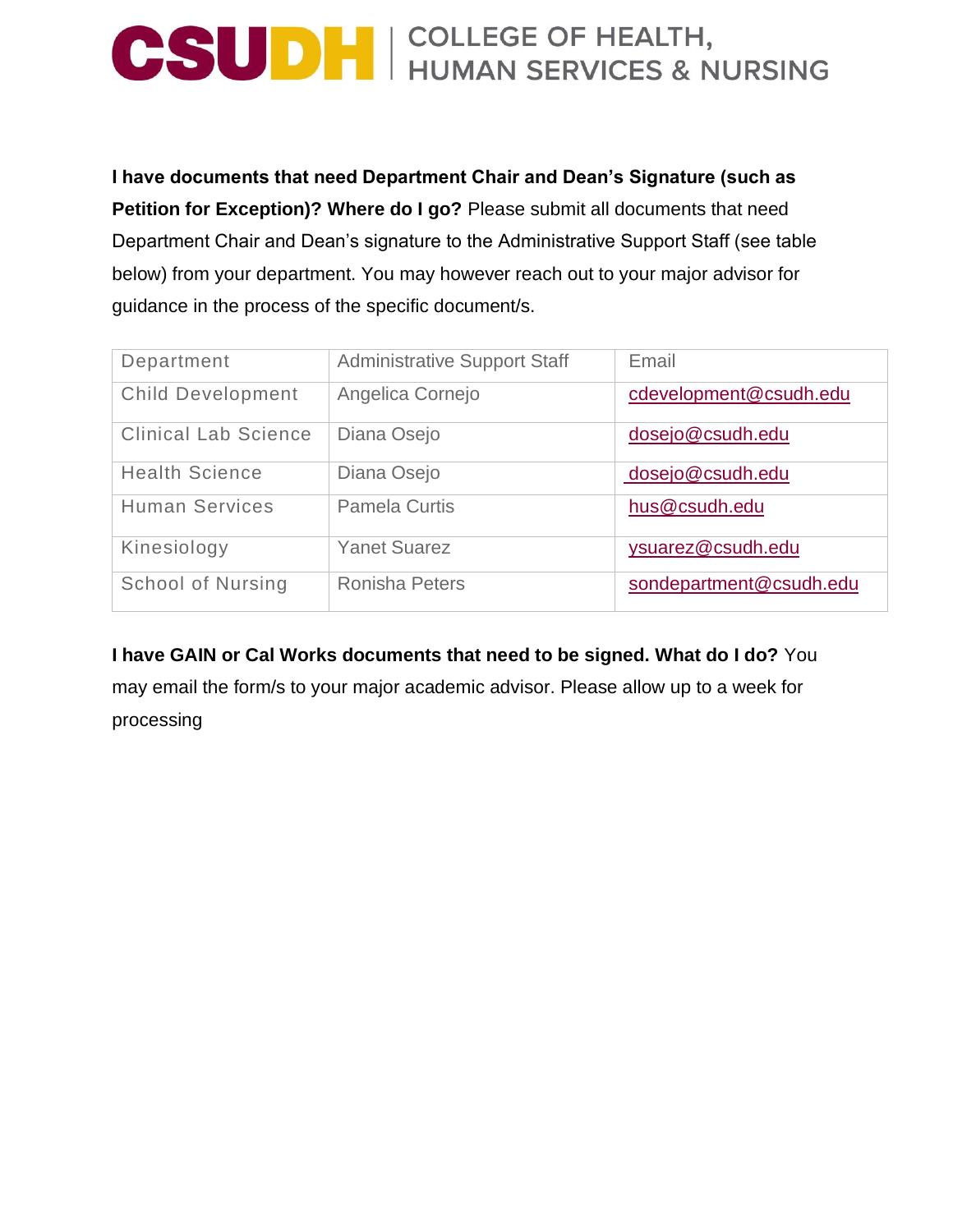**I have documents that need Department Chair and Dean's Signature (such as Petition for Exception)? Where do I go?** Please submit all documents that need Department Chair and Dean's signature to the Administrative Support Staff (see table below) from your department. You may however reach out to your major advisor for guidance in the process of the specific document/s.

| Department | Administrative Support Staff | Email |
|---|---|---|
| Child Development | Angelica Cornejo | cdevelopment@csudh.edu |
| Clinical Lab Science | Diana Osejo | dosejo@csudh.edu |
| Health Science | Diana Osejo | dosejo@csudh.edu |
| Human Services | Pamela Curtis | hus@csudh.edu |
| Kinesiology | Yanet Suarez | ysuarez@csudh.edu |
| School of Nursing | Ronisha Peters | sondepartment@csudh.edu |

**I have GAIN or Cal Works documents that need to be signed. What do I do?** You may email the form/s to your major academic advisor. Please allow up to a week for processing